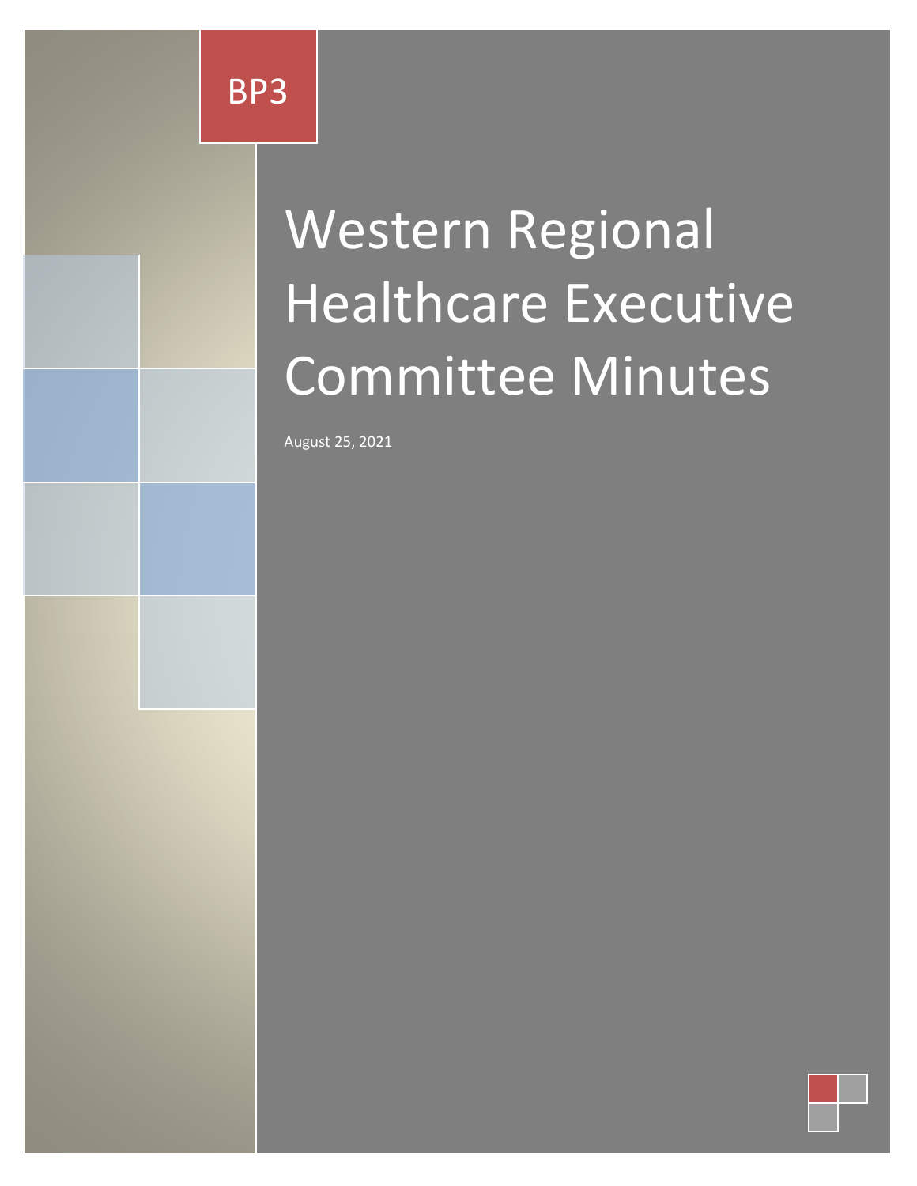BP3

# Western Regional Healthcare Executive Committee Minutes

August 25, 2021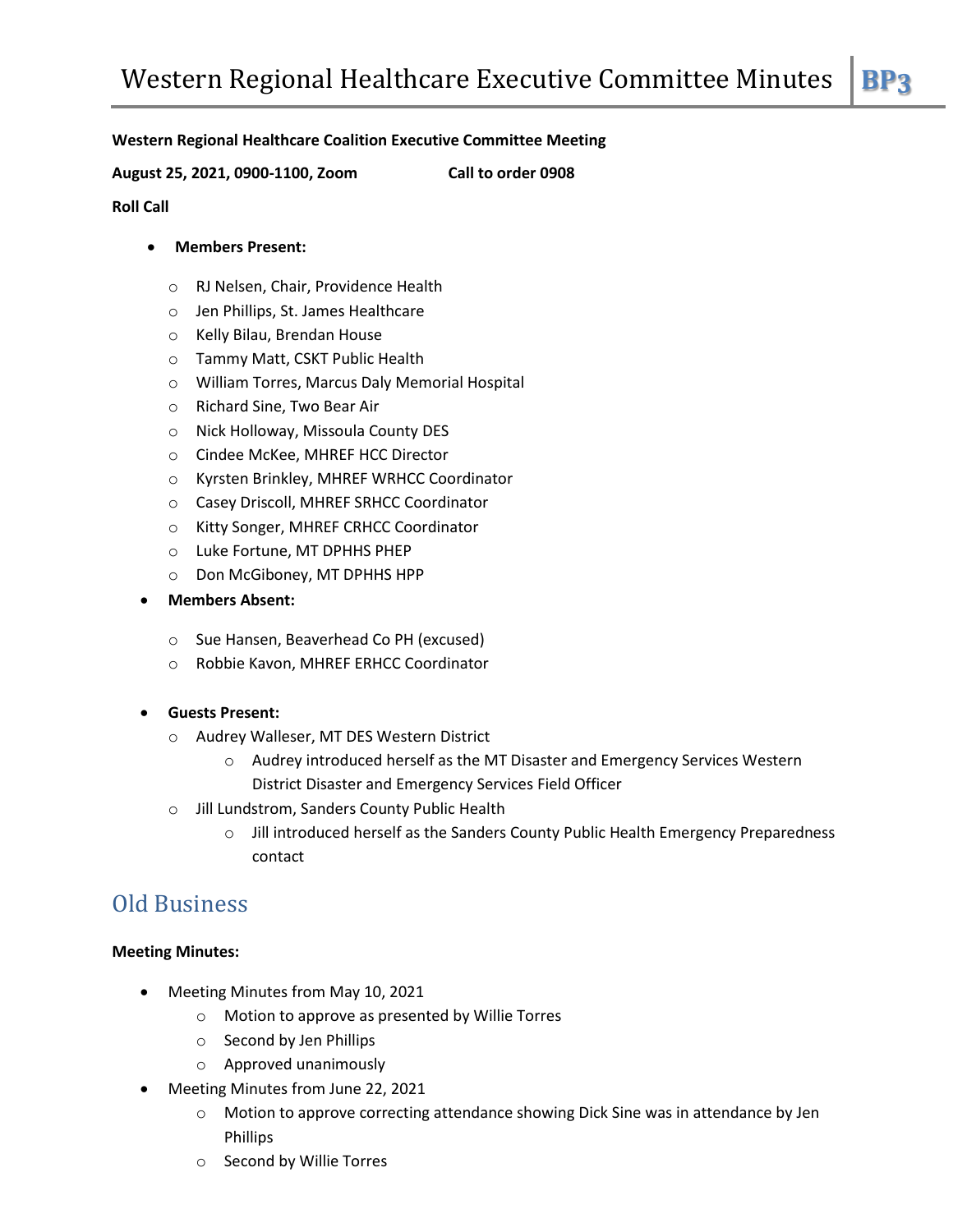**Western Regional Healthcare Coalition Executive Committee Meeting**

**August 25, 2021, 0900-1100, Zoom** **Call to order 0908**

**Roll Call**

- **Members Present:**
  - RJ Nelsen, Chair, Providence Health
  - Jen Phillips, St. James Healthcare
  - Kelly Bilau, Brendan House
  - Tammy Matt, CSKT Public Health
  - William Torres, Marcus Daly Memorial Hospital
  - Richard Sine, Two Bear Air
  - Nick Holloway, Missoula County DES
  - Cindee McKee, MHREF HCC Director
  - Kyrsten Brinkley, MHREF WRHCC Coordinator
  - Casey Driscoll, MHREF SRHCC Coordinator
  - Kitty Songer, MHREF CRHCC Coordinator
  - Luke Fortune, MT DPHHS PHEP
  - Don McGiboney, MT DPHHS HPP
- **Members Absent:**
  - Sue Hansen, Beaverhead Co PH (excused)
  - Robbie Kavon, MHREF ERHCC Coordinator
- **Guests Present:**
  - Audrey Walleser, MT DES Western District
    - Audrey introduced herself as the MT Disaster and Emergency Services Western District Disaster and Emergency Services Field Officer
  - Jill Lundstrom, Sanders County Public Health
    - Jill introduced herself as the Sanders County Public Health Emergency Preparedness contact

## Old Business

**Meeting Minutes:**

- Meeting Minutes from May 10, 2021
  - Motion to approve as presented by Willie Torres
  - Second by Jen Phillips
  - Approved unanimously
- Meeting Minutes from June 22, 2021
  - Motion to approve correcting attendance showing Dick Sine was in attendance by Jen Phillips
  - Second by Willie Torres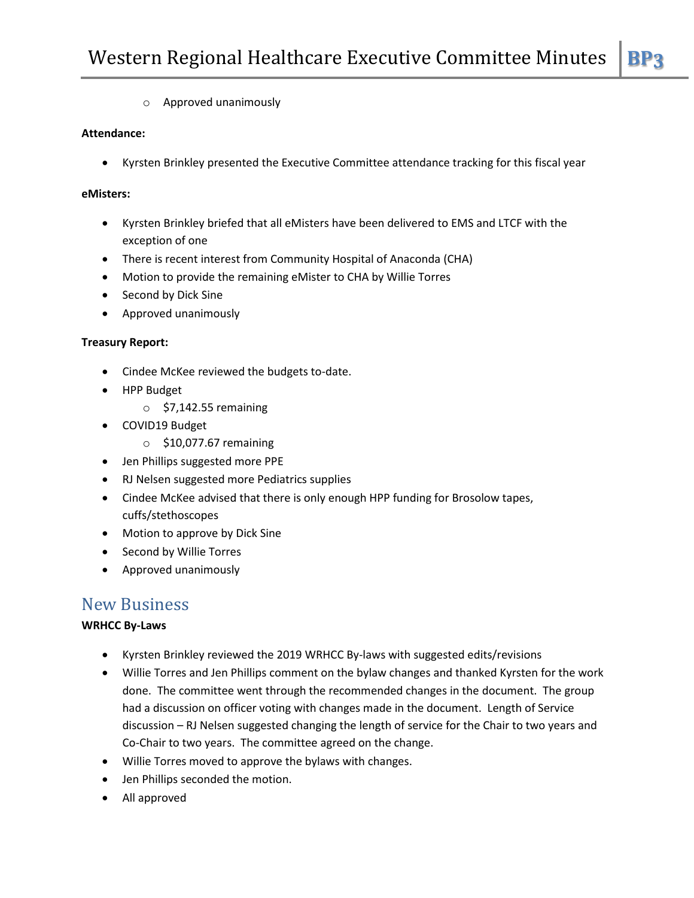- Approved unanimously

**Attendance:**

- Kyrsten Brinkley presented the Executive Committee attendance tracking for this fiscal year

**eMisters:**

- Kyrsten Brinkley briefed that all eMisters have been delivered to EMS and LTCF with the exception of one
- There is recent interest from Community Hospital of Anaconda (CHA)
- Motion to provide the remaining eMister to CHA by Willie Torres
- Second by Dick Sine
- Approved unanimously

**Treasury Report:**

- Cindee McKee reviewed the budgets to-date.
- HPP Budget
    - $7,142.55 remaining
- COVID19 Budget
    - $10,077.67 remaining
- Jen Phillips suggested more PPE
- RJ Nelsen suggested more Pediatrics supplies
- Cindee McKee advised that there is only enough HPP funding for Brosolow tapes, cuffs/stethoscopes
- Motion to approve by Dick Sine
- Second by Willie Torres
- Approved unanimously

## New Business

**WRHCC By-Laws**

- Kyrsten Brinkley reviewed the 2019 WRHCC By-laws with suggested edits/revisions
- Willie Torres and Jen Phillips comment on the bylaw changes and thanked Kyrsten for the work done. The committee went through the recommended changes in the document. The group had a discussion on officer voting with changes made in the document. Length of Service discussion – RJ Nelsen suggested changing the length of service for the Chair to two years and Co-Chair to two years. The committee agreed on the change.
- Willie Torres moved to approve the bylaws with changes.
- Jen Phillips seconded the motion.
- All approved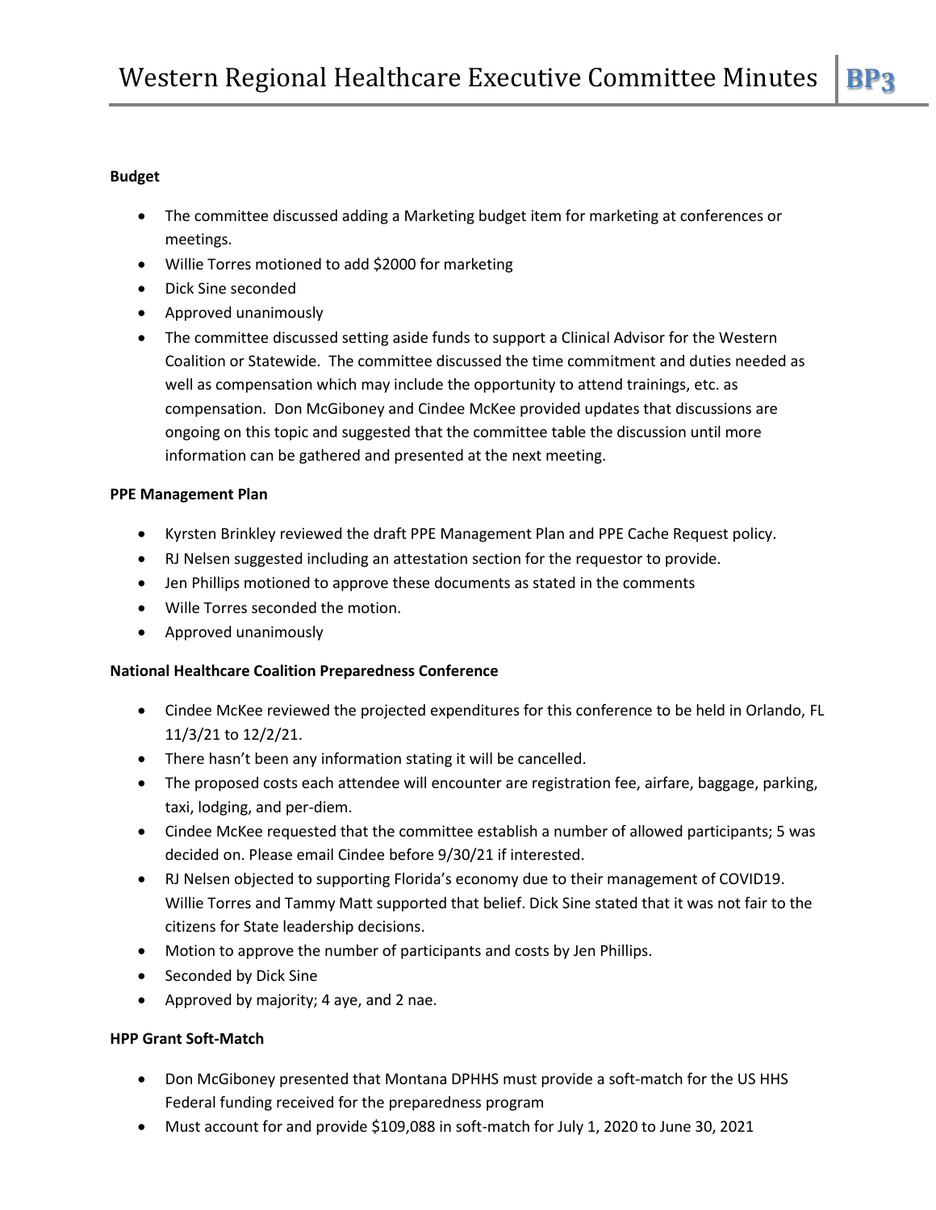**Budget**

- The committee discussed adding a Marketing budget item for marketing at conferences or meetings.
- Willie Torres motioned to add $2000 for marketing
- Dick Sine seconded
- Approved unanimously
- The committee discussed setting aside funds to support a Clinical Advisor for the Western Coalition or Statewide. The committee discussed the time commitment and duties needed as well as compensation which may include the opportunity to attend trainings, etc. as compensation. Don McGiboney and Cindee McKee provided updates that discussions are ongoing on this topic and suggested that the committee table the discussion until more information can be gathered and presented at the next meeting.

**PPE Management Plan**

- Kyrsten Brinkley reviewed the draft PPE Management Plan and PPE Cache Request policy.
- RJ Nelsen suggested including an attestation section for the requestor to provide.
- Jen Phillips motioned to approve these documents as stated in the comments
- Wille Torres seconded the motion.
- Approved unanimously

**National Healthcare Coalition Preparedness Conference**

- Cindee McKee reviewed the projected expenditures for this conference to be held in Orlando, FL 11/3/21 to 12/2/21.
- There hasn't been any information stating it will be cancelled.
- The proposed costs each attendee will encounter are registration fee, airfare, baggage, parking, taxi, lodging, and per-diem.
- Cindee McKee requested that the committee establish a number of allowed participants; 5 was decided on. Please email Cindee before 9/30/21 if interested.
- RJ Nelsen objected to supporting Florida's economy due to their management of COVID19. Willie Torres and Tammy Matt supported that belief. Dick Sine stated that it was not fair to the citizens for State leadership decisions.
- Motion to approve the number of participants and costs by Jen Phillips.
- Seconded by Dick Sine
- Approved by majority; 4 aye, and 2 nae.

**HPP Grant Soft-Match**

- Don McGiboney presented that Montana DPHHS must provide a soft-match for the US HHS Federal funding received for the preparedness program
- Must account for and provide $109,088 in soft-match for July 1, 2020 to June 30, 2021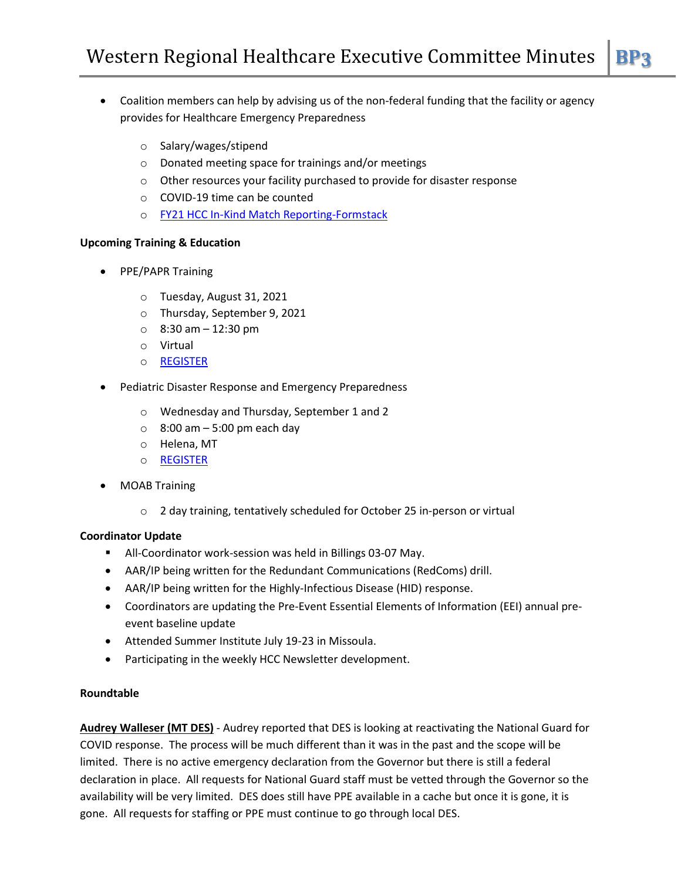- Coalition members can help by advising us of the non-federal funding that the facility or agency provides for Healthcare Emergency Preparedness
  - Salary/wages/stipend
  - Donated meeting space for trainings and/or meetings
  - Other resources your facility purchased to provide for disaster response
  - COVID-19 time can be counted
  - FY21 HCC In-Kind Match Reporting-Formstack

**Upcoming Training & Education**

- PPE/PAPR Training
  - Tuesday, August 31, 2021
  - Thursday, September 9, 2021
  - 8:30 am – 12:30 pm
  - Virtual
  - REGISTER
- Pediatric Disaster Response and Emergency Preparedness
  - Wednesday and Thursday, September 1 and 2
  - 8:00 am – 5:00 pm each day
  - Helena, MT
  - REGISTER
- MOAB Training
  - 2 day training, tentatively scheduled for October 25 in-person or virtual

**Coordinator Update**

- All-Coordinator work-session was held in Billings 03-07 May.
- AAR/IP being written for the Redundant Communications (RedComs) drill.
- AAR/IP being written for the Highly-Infectious Disease (HID) response.
- Coordinators are updating the Pre-Event Essential Elements of Information (EEI) annual pre-event baseline update
- Attended Summer Institute July 19-23 in Missoula.
- Participating in the weekly HCC Newsletter development.

**Roundtable**

**Audrey Walleser (MT DES)** - Audrey reported that DES is looking at reactivating the National Guard for COVID response. The process will be much different than it was in the past and the scope will be limited. There is no active emergency declaration from the Governor but there is still a federal declaration in place. All requests for National Guard staff must be vetted through the Governor so the availability will be very limited. DES does still have PPE available in a cache but once it is gone, it is gone. All requests for staffing or PPE must continue to go through local DES.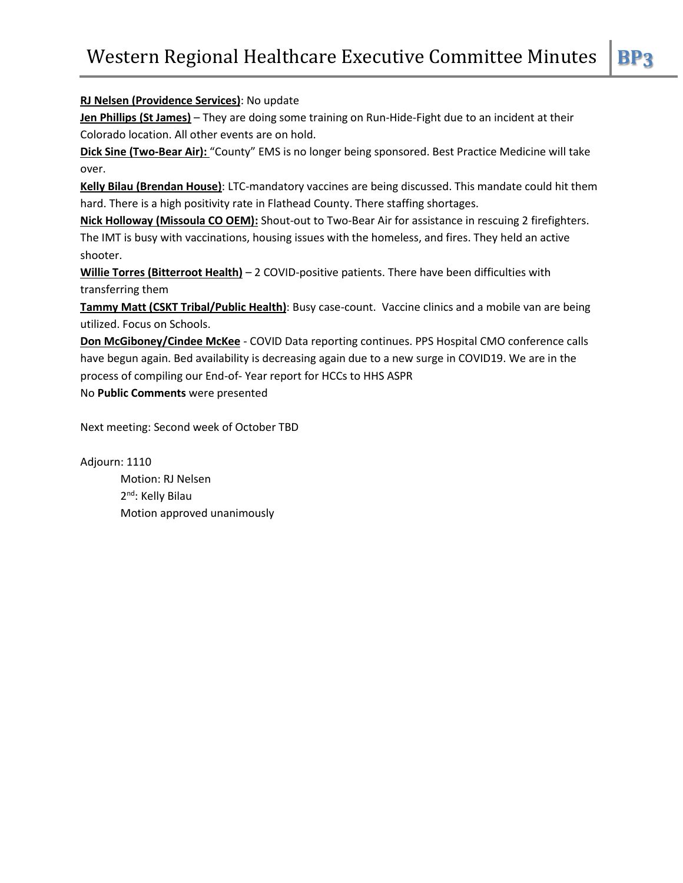**RJ Nelsen (Providence Services)**: No update

**Jen Phillips (St James)** – They are doing some training on Run-Hide-Fight due to an incident at their Colorado location. All other events are on hold.

**Dick Sine (Two-Bear Air):** "County" EMS is no longer being sponsored. Best Practice Medicine will take over.

**Kelly Bilau (Brendan House)**: LTC-mandatory vaccines are being discussed. This mandate could hit them hard. There is a high positivity rate in Flathead County. There staffing shortages.

**Nick Holloway (Missoula CO OEM):** Shout-out to Two-Bear Air for assistance in rescuing 2 firefighters. The IMT is busy with vaccinations, housing issues with the homeless, and fires. They held an active shooter.

**Willie Torres (Bitterroot Health)** – 2 COVID-positive patients. There have been difficulties with transferring them

**Tammy Matt (CSKT Tribal/Public Health)**: Busy case-count. Vaccine clinics and a mobile van are being utilized. Focus on Schools.

**Don McGiboney/Cindee McKee** - COVID Data reporting continues. PPS Hospital CMO conference calls have begun again. Bed availability is decreasing again due to a new surge in COVID19. We are in the process of compiling our End-of- Year report for HCCs to HHS ASPR

No **Public Comments** were presented

Next meeting: Second week of October TBD

Adjourn: 1110

Motion: RJ Nelsen

2nd: Kelly Bilau

Motion approved unanimously